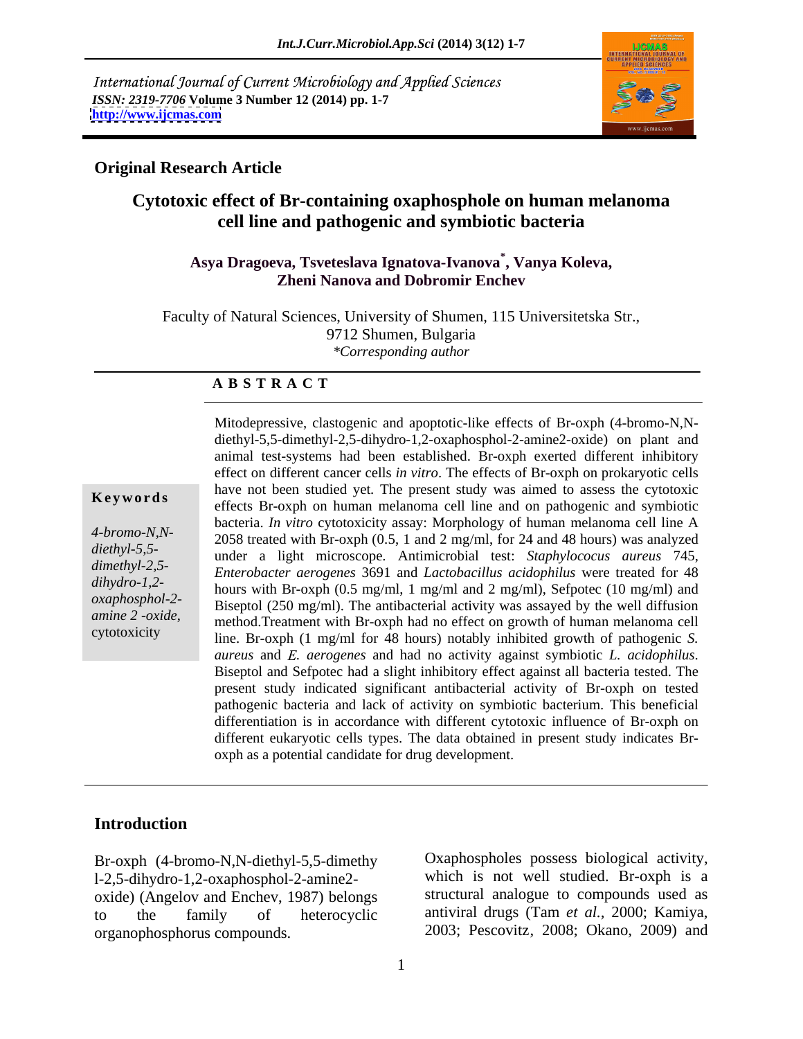International Journal of Current Microbiology and Applied Sciences
*ISSN: 2319-7706* **Volume 3 Number 12 (2014) pp. 1-7**
**http://www.ijcmas.com**

**Original Research Article**

# Cytotoxic effect of Br-containing oxaphosphole on human melanoma cell line and pathogenic and symbiotic bacteria

**Asya Dragoeva, Tsveteslava Ignatova-Ivanova*, Vanya Koleva, Zheni Nanova and Dobromir Enchev**

Faculty of Natural Sciences, University of Shumen, 115 Universitetska Str., 9712 Shumen, Bulgaria
*\*Corresponding author*

## A B S T R A C T

Mitodepressive, clastogenic and apoptotic-like effects of Br-oxph (4-bromo-N,N-diethyl-5,5-dimethyl-2,5-dihydro-1,2-oxaphosphol-2-amine2-oxide) on plant and animal test-systems had been established. Br-oxph exerted different inhibitory effect on different cancer cells *in vitro*. The effects of Br-oxph on prokaryotic cells have not been studied yet. The present study was aimed to assess the cytotoxic effects Br-oxph on human melanoma cell line and on pathogenic and symbiotic bacteria. *In vitro* cytotoxicity assay: Morphology of human melanoma cell line A 2058 treated with Br-oxph (0.5, 1 and 2 mg/ml, for 24 and 48 hours) was analyzed under a light microscope. Antimicrobial test: *Staphylococus aureus* 745, *Enterobacter aerogenes* 3691 and *Lactobacillus acidophilus* were treated for 48 hours with Br-oxph (0.5 mg/ml, 1 mg/ml and 2 mg/ml), Sefpotec (10 mg/ml) and Biseptol (250 mg/ml). The antibacterial activity was assayed by the well diffusion method.Treatment with Br-oxph had no effect on growth of human melanoma cell line. Br-oxph (1 mg/ml for 48 hours) notably inhibited growth of pathogenic *S. aureus* and *E. aerogenes* and had no activity against symbiotic *L. acidophilus*. Biseptol and Sefpotec had a slight inhibitory effect against all bacteria tested. The present study indicated significant antibacterial activity of Br-oxph on tested pathogenic bacteria and lack of activity on symbiotic bacterium. This beneficial differentiation is in accordance with different cytotoxic influence of Br-oxph on different eukaryotic cells types. The data obtained in present study indicates Br-oxph as a potential candidate for drug development.

**Keywords**

*4-bromo-N,N-diethyl-5,5-dimethyl-2,5-dihydro-1,2-oxaphosphol-2-amine 2 -oxide,* cytotoxicity

## Introduction

Br-oxph (4-bromo-N,N-diethyl-5,5-dimethyl-2,5-dihydro-1,2-oxaphosphol-2-amine2-oxide) (Angelov and Enchev, 1987) belongs to the family of heterocyclic organophosphorus compounds.

Oxaphospholes possess biological activity, which is not well studied. Br-oxph is a structural analogue to compounds used as antiviral drugs (Tam *et al.,* 2000; Kamiya, 2003; Pescovitz, 2008; Okano, 2009) and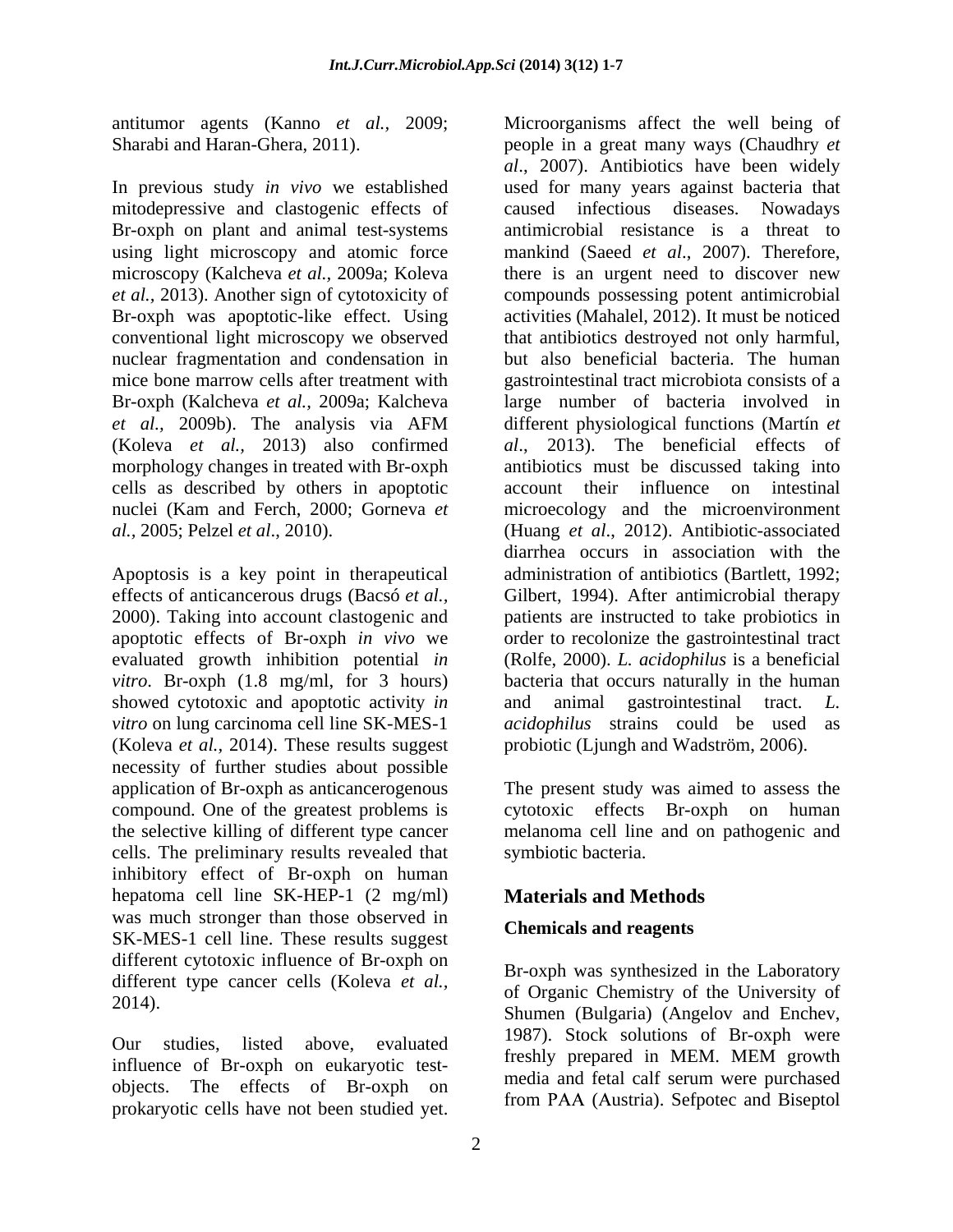antitumor agents (Kanno *et al.,* 2009; Sharabi and Haran-Ghera, 2011).

In previous study *in vivo* we established mitodepressive and clastogenic effects of Br-oxph on plant and animal test-systems using light microscopy and atomic force microscopy (Kalcheva *et al.*, 2009a; Koleva *et al.,* 2013). Another sign of cytotoxicity of Br-oxph was apoptotic-like effect. Using conventional light microscopy we observed nuclear fragmentation and condensation in mice bone marrow cells after treatment with Br-oxph (Kalcheva *et al.,* 2009a; Kalcheva *et al.,* 2009b). The analysis via AFM (Koleva *et al.,* 2013) also confirmed morphology changes in treated with Br-oxph cells as described by others in apoptotic nuclei (Kam and Ferch, 2000; Gorneva *et al.,* 2005; Pelzel *et al*., 2010).

Apoptosis is a key point in therapeutical effects of anticancerous drugs (Bacsó *et al.,* 2000). Taking into account clastogenic and apoptotic effects of Br-oxph *in vivo* we evaluated growth inhibition potential *in vitro*. Br-oxph (1.8 mg/ml, for 3 hours) showed cytotoxic and apoptotic activity *in vitro* on lung carcinoma cell line SK-MES-1 (Koleva *et al.,* 2014). These results suggest necessity of further studies about possible application of Br-oxph as anticancerogenous compound. One of the greatest problems is the selective killing of different type cancer cells. The preliminary results revealed that inhibitory effect of Br-oxph on human hepatoma cell line SK-HEP-1 (2 mg/ml) was much stronger than those observed in SK-MES-1 cell line. These results suggest different cytotoxic influence of Br-oxph on different type cancer cells (Koleva *et al.,* 2014).

Our studies, listed above, evaluated influence of Br-oxph on eukaryotic test-objects. The effects of Br-oxph on prokaryotic cells have not been studied yet. Microorganisms affect the well being of people in a great many ways (Chaudhry *et al*., 2007). Antibiotics have been widely used for many years against bacteria that caused infectious diseases. Nowadays antimicrobial resistance is a threat to mankind (Saeed *et al*., 2007). Therefore, there is an urgent need to discover new compounds possessing potent antimicrobial activities (Mahalel, 2012). It must be noticed that antibiotics destroyed not only harmful, but also beneficial bacteria. The human gastrointestinal tract microbiota consists of a large number of bacteria involved in different physiological functions (Martín *et al*., 2013). The beneficial effects of antibiotics must be discussed taking into account their influence on intestinal microecology and the microenvironment (Huang *et al*., 2012). Antibiotic-associated diarrhea occurs in association with the administration of antibiotics (Bartlett, 1992; Gilbert, 1994). After antimicrobial therapy patients are instructed to take probiotics in order to recolonize the gastrointestinal tract (Rolfe, 2000). *L. acidophilus* is a beneficial bacteria that occurs naturally in the human and animal gastrointestinal tract. *L. acidophilus* strains could be used as probiotic (Ljungh and Wadström, 2006).

The present study was aimed to assess the cytotoxic effects Br-oxph on human melanoma cell line and on pathogenic and symbiotic bacteria.

## Materials and Methods

### Chemicals and reagents

Br-oxph was synthesized in the Laboratory of Organic Chemistry of the University of Shumen (Bulgaria) (Angelov and Enchev, 1987). Stock solutions of Br-oxph were freshly prepared in MEM. MEM growth media and fetal calf serum were purchased from PAA (Austria). Sefpotec and Biseptol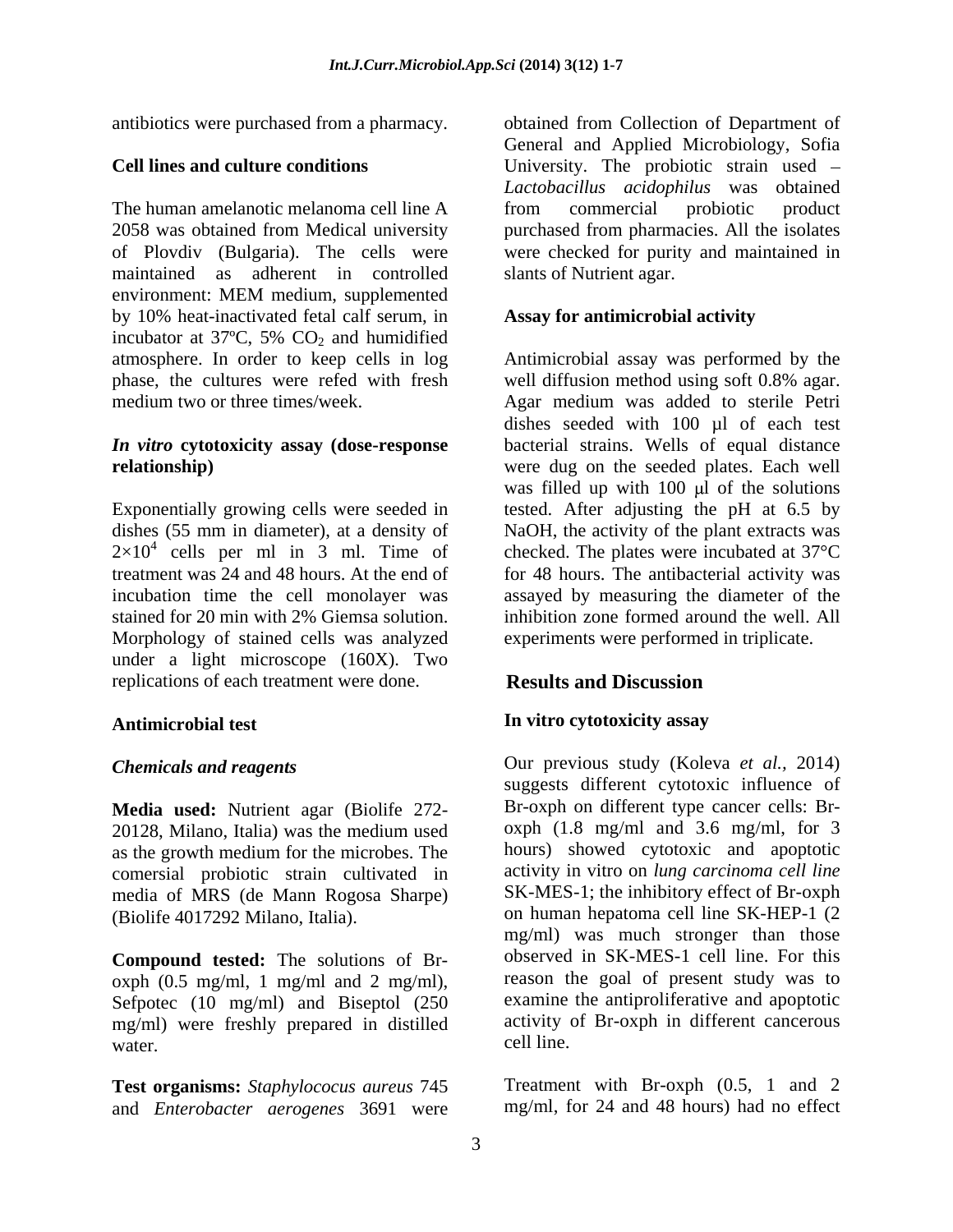antibiotics were purchased from a pharmacy.

### Cell lines and culture conditions

The human amelanotic melanoma cell line A 2058 was obtained from Medical university of Plovdiv (Bulgaria). The cells were maintained as adherent in controlled environment: MEM medium, supplemented by 10% heat-inactivated fetal calf serum, in incubator at 37ºC, 5% $CO_2$ and humidified atmosphere. In order to keep cells in log phase, the cultures were refed with fresh medium two or three times/week.

### *In vitro* cytotoxicity assay (dose-response relationship)

Exponentially growing cells were seeded in dishes (55 mm in diameter), at a density of $2{\times}10^4$ cells per ml in 3 ml. Time of treatment was 24 and 48 hours. At the end of incubation time the cell monolayer was stained for 20 min with 2% Giemsa solution. Morphology of stained cells was analyzed under a light microscope (160X). Two replications of each treatment were done.

### Antimicrobial test

#### *Chemicals and reagents*

**Media used:** Nutrient agar (Biolife 272-20128, Milano, Italia) was the medium used as the growth medium for the microbes. The comersial probiotic strain cultivated in media of MRS (de Mann Rogosa Sharpe) (Biolife 4017292 Milano, Italia).

**Compound tested:** The solutions of Br-oxph (0.5 mg/ml, 1 mg/ml and 2 mg/ml), Sefpotec (10 mg/ml) and Biseptol (250 mg/ml) were freshly prepared in distilled water.

**Test organisms:** *Staphylococus aureus* 745 and *Enterobacter aerogenes* 3691 were obtained from Collection of Department of General and Applied Microbiology, Sofia University. The probiotic strain used – *Lactobacillus acidophilus* was obtained from commercial probiotic product purchased from pharmacies. All the isolates were checked for purity and maintained in slants of Nutrient agar.

### Assay for antimicrobial activity

Antimicrobial assay was performed by the well diffusion method using soft 0.8% agar. Agar medium was added to sterile Petri dishes seeded with 100 µl of each test bacterial strains. Wells of equal distance were dug on the seeded plates. Each well was filled up with 100 µl of the solutions tested. After adjusting the pH at 6.5 by NaOH, the activity of the plant extracts was checked. The plates were incubated at 37°C for 48 hours. The antibacterial activity was assayed by measuring the diameter of the inhibition zone formed around the well. All experiments were performed in triplicate.

## Results and Discussion

### In vitro cytotoxicity assay

Our previous study (Koleva *et al.,* 2014) suggests different cytotoxic influence of Br-oxph on different type cancer cells: Br-oxph (1.8 mg/ml and 3.6 mg/ml, for 3 hours) showed cytotoxic and apoptotic activity in vitro on *lung carcinoma cell line* SK-MES-1; the inhibitory effect of Br-oxph on human hepatoma cell line SK-HEP-1 (2 mg/ml) was much stronger than those observed in SK-MES-1 cell line. For this reason the goal of present study was to examine the antiproliferative and apoptotic activity of Br-oxph in different cancerous cell line.

Treatment with Br-oxph (0.5, 1 and 2 mg/ml, for 24 and 48 hours) had no effect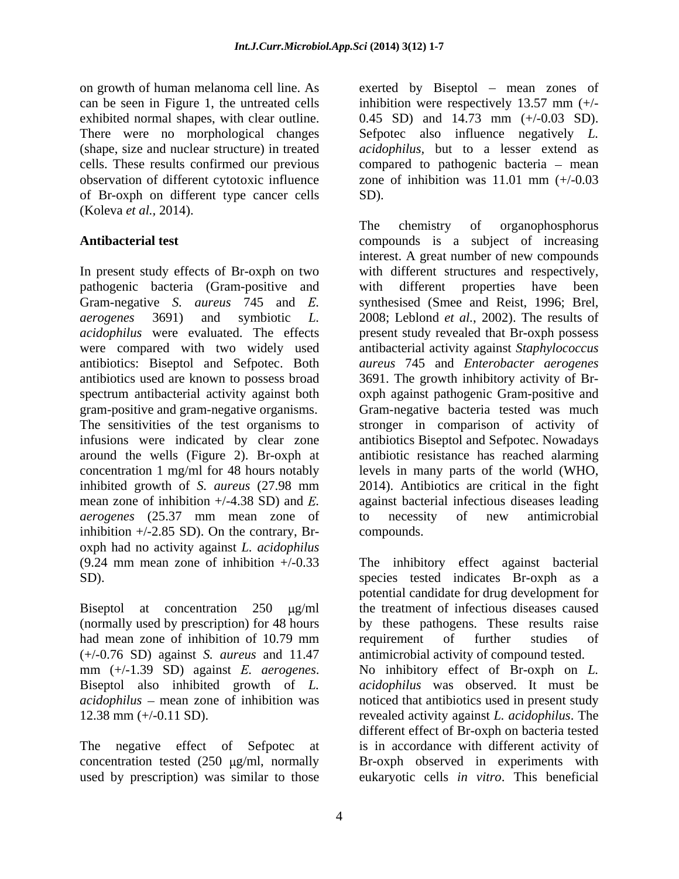on growth of human melanoma cell line. As can be seen in Figure 1, the untreated cells exhibited normal shapes, with clear outline. There were no morphological changes (shape, size and nuclear structure) in treated cells. These results confirmed our previous observation of different cytotoxic influence of Br-oxph on different type cancer cells (Koleva *et al.*, 2014).

**Antibacterial test**

In present study effects of Br-oxph on two pathogenic bacteria (Gram-positive and Gram-negative *S. aureus* 745 and *E. aerogenes* 3691) and symbiotic *L. acidophilus* were evaluated. The effects were compared with two widely used antibiotics: Biseptol and Sefpotec. Both antibiotics used are known to possess broad spectrum antibacterial activity against both gram-positive and gram-negative organisms. The sensitivities of the test organisms to infusions were indicated by clear zone around the wells (Figure 2). Br-oxph at concentration 1 mg/ml for 48 hours notably inhibited growth of *S. aureus* (27.98 mm mean zone of inhibition +/-4.38 SD) and *E. aerogenes* (25.37 mm mean zone of inhibition +/-2.85 SD). On the contrary, Br-oxph had no activity against *L. acidophilus* (9.24 mm mean zone of inhibition +/-0.33 SD).

Biseptol at concentration 250 μg/ml (normally used by prescription) for 48 hours had mean zone of inhibition of 10.79 mm (+/-0.76 SD) against *S. aureus* and 11.47 mm (+/-1.39 SD) against *E. aerogenes*. Biseptol also inhibited growth of *L. acidophilus* – mean zone of inhibition was 12.38 mm (+/-0.11 SD).

The negative effect of Sefpotec at concentration tested (250 μg/ml, normally used by prescription) was similar to those exerted by Biseptol – mean zones of inhibition were respectively 13.57 mm (+/-0.45 SD) and 14.73 mm (+/-0.03 SD). Sefpotec also influence negatively *L. acidophilus*, but to a lesser extend as compared to pathogenic bacteria – mean zone of inhibition was 11.01 mm (+/-0.03 SD).

The chemistry of organophosphorus compounds is a subject of increasing interest. A great number of new compounds with different structures and respectively, with different properties have been synthesised (Smee and Reist, 1996; Brel, 2008; Leblond *et al.*, 2002). The results of present study revealed that Br-oxph possess antibacterial activity against *Staphylococcus aureus* 745 and *Enterobacter aerogenes* 3691. The growth inhibitory activity of Br-oxph against pathogenic Gram-positive and Gram-negative bacteria tested was much stronger in comparison of activity of antibiotics Biseptol and Sefpotec. Nowadays antibiotic resistance has reached alarming levels in many parts of the world (WHO, 2014). Antibiotics are critical in the fight against bacterial infectious diseases leading to necessity of new antimicrobial compounds.

The inhibitory effect against bacterial species tested indicates Br-oxph as a potential candidate for drug development for the treatment of infectious diseases caused by these pathogens. These results raise requirement of further studies of antimicrobial activity of compound tested. No inhibitory effect of Br-oxph on *L. acidophilus* was observed. It must be noticed that antibiotics used in present study revealed activity against *L. acidophilus*. The different effect of Br-oxph on bacteria tested is in accordance with different activity of Br-oxph observed in experiments with eukaryotic cells *in vitro*. This beneficial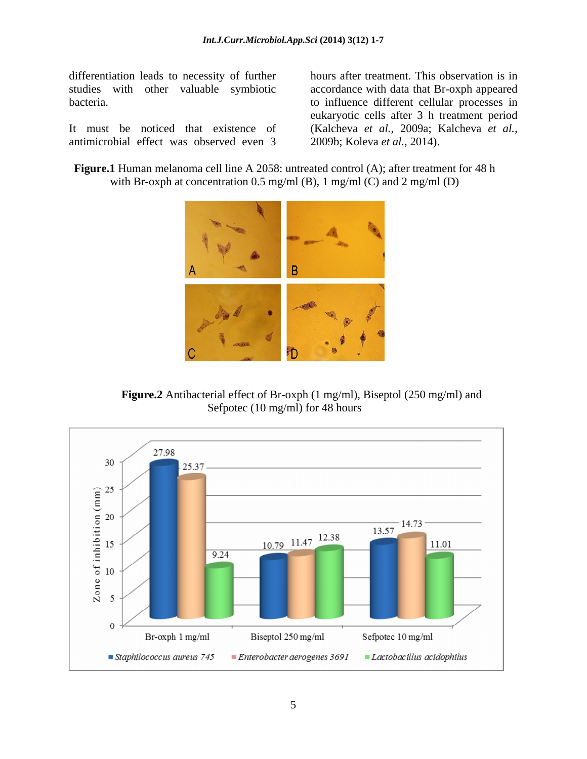differentiation leads to necessity of further studies with other valuable symbiotic bacteria.

It must be noticed that existence of antimicrobial effect was observed even 3 hours after treatment. This observation is in accordance with data that Br-oxph appeared to influence different cellular processes in eukaryotic cells after 3 h treatment period (Kalcheva *et al.,* 2009a; Kalcheva *et al.,* 2009b; Koleva *et al.,* 2014).

**Figure.1** Human melanoma cell line A 2058: untreated control (A); after treatment for 48 h with Br-oxph at concentration 0.5 mg/ml (B), 1 mg/ml (C) and 2 mg/ml (D)

**Figure.2** Antibacterial effect of Br-oxph (1 mg/ml), Biseptol (250 mg/ml) and Sefpotec (10 mg/ml) for 48 hours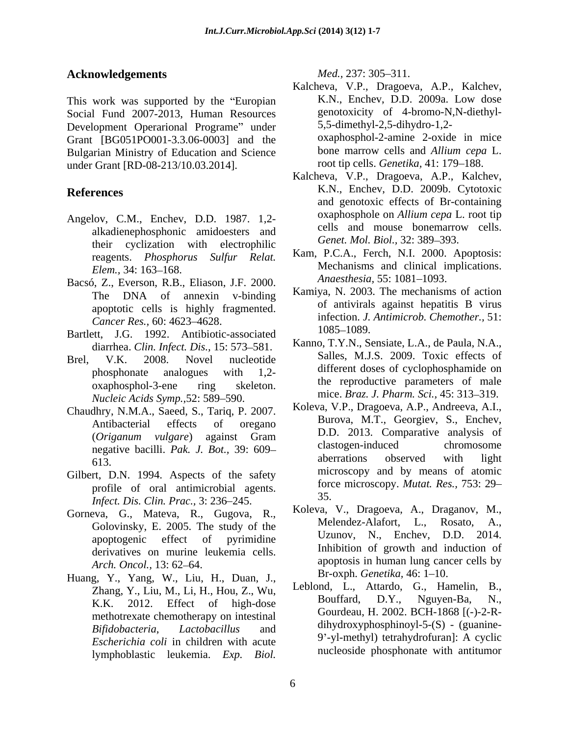## Acknowledgements

This work was supported by the "Europian Social Fund 2007-2013, Human Resources Development Operarional Programe" under Grant [BG051PO001-3.3.06-0003] and the Bulgarian Ministry of Education and Science under Grant [RD-08-213/10.03.2014].

## References

Angelov, C.M., Enchev, D.D. 1987. 1,2-alkadienephosphonic amidoesters and their cyclization with electrophilic reagents. *Phosphorus Sulfur Relat. Elem.*, 34: 163–168.

Bacsó, Z., Everson, R.B., Eliason, J.F. 2000. The DNA of annexin v-binding apoptotic cells is highly fragmented. *Cancer Res.*, 60: 4623–4628.

Bartlett, J.G. 1992. Antibiotic-associated diarrhea. *Clin. Infect. Dis.*, 15: 573–581.

Brel, V.K. 2008. Novel nucleotide phosphonate analogues with 1,2-oxaphosphol-3-ene ring skeleton. *Nucleic Acids Symp.*,52: 589–590.

Chaudhry, N.M.A., Saeed, S., Tariq, P. 2007. Antibacterial effects of oregano (*Origanum vulgare*) against Gram negative bacilli. *Pak. J. Bot.*, 39: 609–613.

Gilbert, D.N. 1994. Aspects of the safety profile of oral antimicrobial agents. *Infect. Dis. Clin. Prac.*, 3: 236–245.

Gorneva, G., Mateva, R., Gugova, R., Golovinsky, E. 2005. The study of the apoptogenic effect of pyrimidine derivatives on murine leukemia cells. *Arch. Oncol.*, 13: 62–64.

Huang, Y., Yang, W., Liu, H., Duan, J., Zhang, Y., Liu, M., Li, H., Hou, Z., Wu, K.K. 2012. Effect of high-dose methotrexate chemotherapy on intestinal *Bifidobacteria*, *Lactobacillus* and *Escherichia coli* in children with acute lymphoblastic leukemia. *Exp. Biol. Med.*, 237: 305–311.

Kalcheva, V.P., Dragoeva, A.P., Kalchev, K.N., Enchev, D.D. 2009a. Low dose genotoxicity of 4-bromo-N,N-diethyl-5,5-dimethyl-2,5-dihydro-1,2-oxaphosphol-2-amine 2-oxide in mice bone marrow cells and *Allium cepa* L. root tip cells. *Genetika*, 41: 179–188.

Kalcheva, V.P., Dragoeva, A.P., Kalchev, K.N., Enchev, D.D. 2009b. Cytotoxic and genotoxic effects of Br-containing oxaphosphole on *Allium cepa* L. root tip cells and mouse bonemarrow cells. *Genet. Mol. Biol.*, 32: 389–393.

Kam, P.C.A., Ferch, N.I. 2000. Apoptosis: Mechanisms and clinical implications. *Anaesthesia*, 55: 1081–1093.

Kamiya, N. 2003. The mechanisms of action of antivirals against hepatitis B virus infection. *J. Antimicrob. Chemother.*, 51: 1085–1089.

Kanno, T.Y.N., Sensiate, L.A., de Paula, N.A., Salles, M.J.S. 2009. Toxic effects of different doses of cyclophosphamide on the reproductive parameters of male mice. *Braz. J. Pharm. Sci.*, 45: 313–319.

Koleva, V.P., Dragoeva, A.P., Andreeva, A.I., Burova, M.T., Georgiev, S., Enchev, D.D. 2013. Comparative analysis of clastogen-induced chromosome aberrations observed with light microscopy and by means of atomic force microscopy. *Mutat. Res.*, 753: 29–35.

Koleva, V., Dragoeva, A., Draganov, M., Melendez-Alafort, L., Rosato, A., Uzunov, N., Enchev, D.D. 2014. Inhibition of growth and induction of apoptosis in human lung cancer cells by Br-oxph. *Genetika*, 46: 1–10.

Leblond, L., Attardo, G., Hamelin, B., Bouffard, D.Y., Nguyen-Ba, N., Gourdeau, H. 2002. BCH-1868 [(-)-2-R-dihydroxyphosphinoyl-5-(S) - (guanine-9'-yl-methyl) tetrahydrofuran]: A cyclic nucleoside phosphonate with antitumor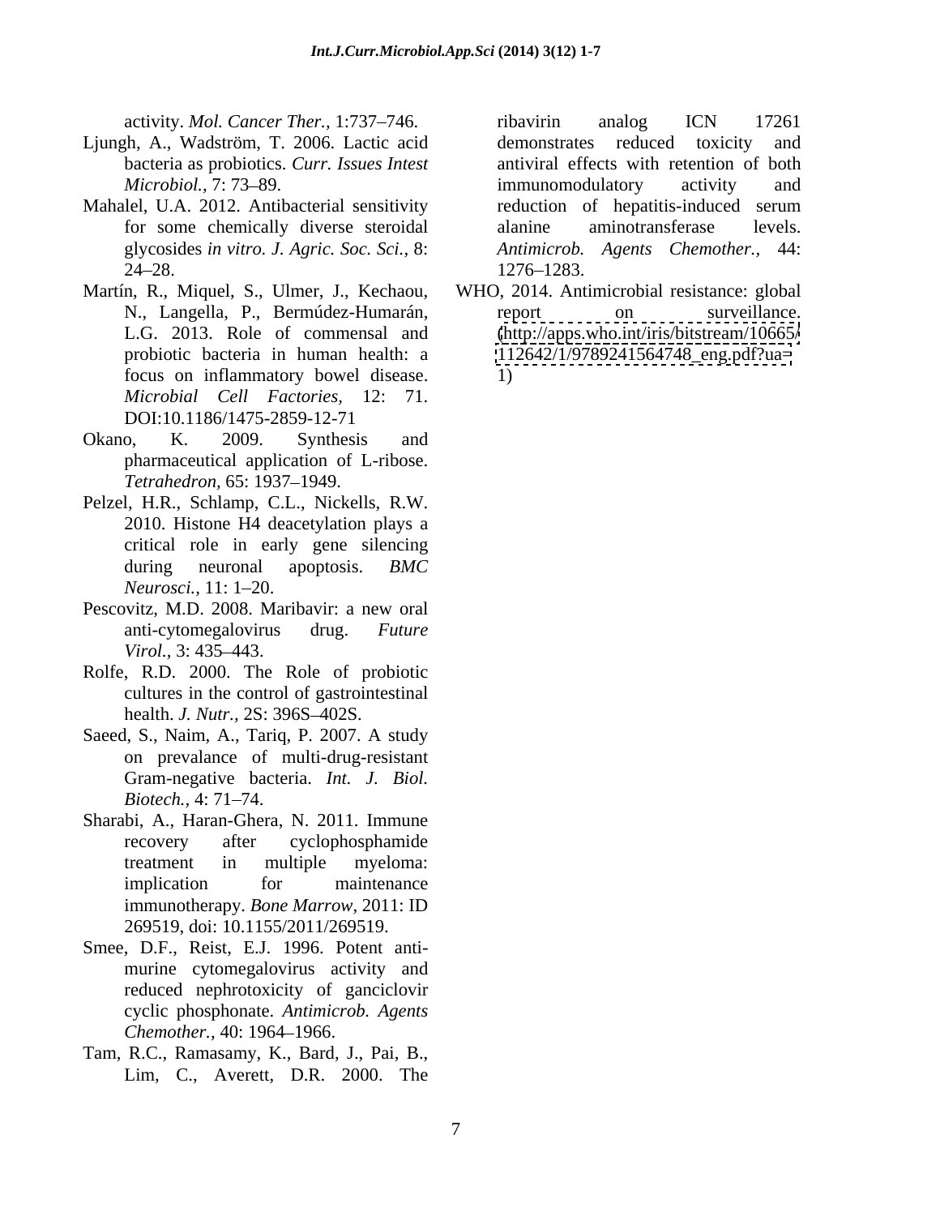activity. *Mol. Cancer Ther.,* 1:737–746.

Ljungh, A., Wadström, T. 2006. Lactic acid bacteria as probiotics. *Curr. Issues Intest Microbiol.,* 7: 73–89.

Mahalel, U.A. 2012. Antibacterial sensitivity for some chemically diverse steroidal glycosides *in vitro. J. Agric. Soc. Sci.,* 8: 24–28.

Martín, R., Miquel, S., Ulmer, J., Kechaou, N., Langella, P., Bermúdez-Humarán, L.G. 2013. Role of commensal and probiotic bacteria in human health: a focus on inflammatory bowel disease. *Microbial Cell Factories,* 12: 71. DOI:10.1186/1475-2859-12-71

Okano, K. 2009. Synthesis and pharmaceutical application of L-ribose. *Tetrahedron,* 65: 1937–1949.

Pelzel, H.R., Schlamp, C.L., Nickells, R.W. 2010. Histone H4 deacetylation plays a critical role in early gene silencing during neuronal apoptosis. *BMC Neurosci.,* 11: 1–20.

Pescovitz, M.D. 2008. Maribavir: a new oral anti-cytomegalovirus drug. *Future Virol.,* 3: 435–443.

Rolfe, R.D. 2000. The Role of probiotic cultures in the control of gastrointestinal health. *J. Nutr.,* 2S: 396S–402S.

Saeed, S., Naim, A., Tariq, P. 2007. A study on prevalance of multi-drug-resistant Gram-negative bacteria. *Int. J. Biol. Biotech.,* 4: 71–74.

Sharabi, A., Haran-Ghera, N. 2011. Immune recovery after cyclophosphamide treatment in multiple myeloma: implication for maintenance immunotherapy. *Bone Marrow,* 2011: ID 269519, doi: 10.1155/2011/269519.

Smee, D.F., Reist, E.J. 1996. Potent anti-murine cytomegalovirus activity and reduced nephrotoxicity of ganciclovir cyclic phosphonate. *Antimicrob. Agents Chemother.,* 40: 1964–1966.

Tam, R.C., Ramasamy, K., Bard, J., Pai, B., Lim, C., Averett, D.R. 2000. The ribavirin analog ICN 17261 demonstrates reduced toxicity and antiviral effects with retention of both immunomodulatory activity and reduction of hepatitis-induced serum alanine aminotransferase levels. *Antimicrob. Agents Chemother.,* 44: 1276–1283.

WHO, 2014. Antimicrobial resistance: global report on surveillance. (http://apps.who.int/iris/bitstream/10665/112642/1/9789241564748_eng.pdf?ua=1)